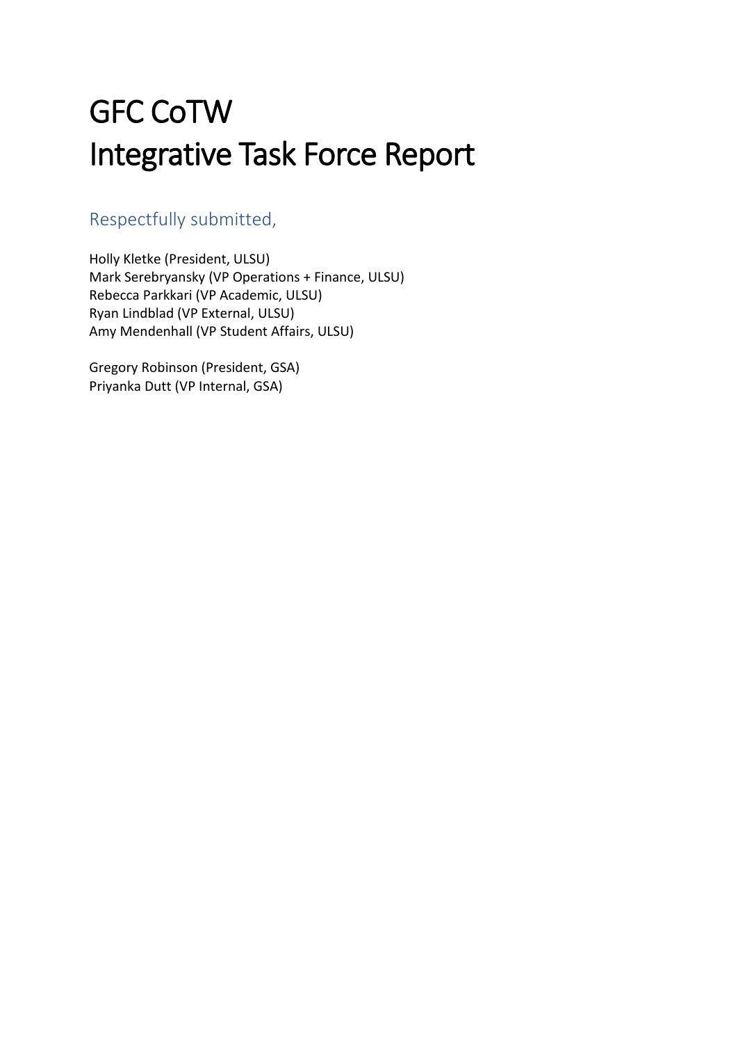# GFC CoTW
# Integrative Task Force Report

## Respectfully submitted,

Holly Kletke (President, ULSU)
Mark Serebryansky (VP Operations + Finance, ULSU)
Rebecca Parkkari (VP Academic, ULSU)
Ryan Lindblad (VP External, ULSU)
Amy Mendenhall (VP Student Affairs, ULSU)

Gregory Robinson (President, GSA)
Priyanka Dutt (VP Internal, GSA)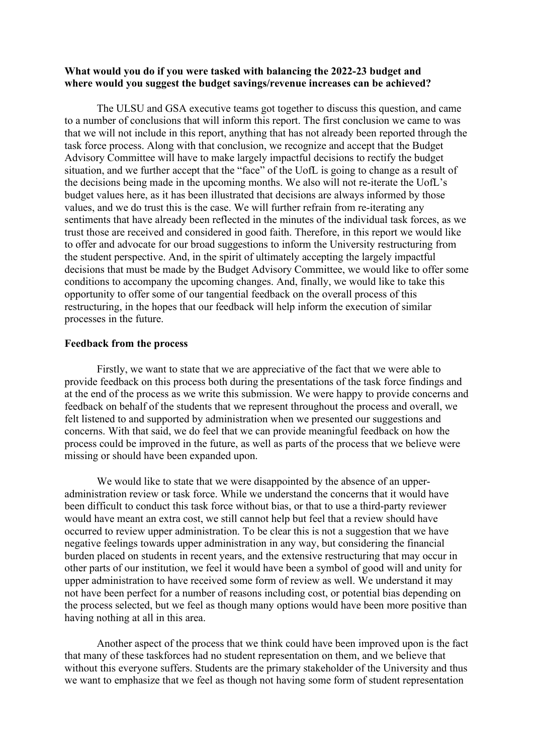**What would you do if you were tasked with balancing the 2022-23 budget and where would you suggest the budget savings/revenue increases can be achieved?**

The ULSU and GSA executive teams got together to discuss this question, and came to a number of conclusions that will inform this report. The first conclusion we came to was that we will not include in this report, anything that has not already been reported through the task force process. Along with that conclusion, we recognize and accept that the Budget Advisory Committee will have to make largely impactful decisions to rectify the budget situation, and we further accept that the "face" of the UofL is going to change as a result of the decisions being made in the upcoming months. We also will not re-iterate the UofL's budget values here, as it has been illustrated that decisions are always informed by those values, and we do trust this is the case. We will further refrain from re-iterating any sentiments that have already been reflected in the minutes of the individual task forces, as we trust those are received and considered in good faith. Therefore, in this report we would like to offer and advocate for our broad suggestions to inform the University restructuring from the student perspective. And, in the spirit of ultimately accepting the largely impactful decisions that must be made by the Budget Advisory Committee, we would like to offer some conditions to accompany the upcoming changes. And, finally, we would like to take this opportunity to offer some of our tangential feedback on the overall process of this restructuring, in the hopes that our feedback will help inform the execution of similar processes in the future.

**Feedback from the process**

Firstly, we want to state that we are appreciative of the fact that we were able to provide feedback on this process both during the presentations of the task force findings and at the end of the process as we write this submission. We were happy to provide concerns and feedback on behalf of the students that we represent throughout the process and overall, we felt listened to and supported by administration when we presented our suggestions and concerns. With that said, we do feel that we can provide meaningful feedback on how the process could be improved in the future, as well as parts of the process that we believe were missing or should have been expanded upon.

We would like to state that we were disappointed by the absence of an upper-administration review or task force. While we understand the concerns that it would have been difficult to conduct this task force without bias, or that to use a third-party reviewer would have meant an extra cost, we still cannot help but feel that a review should have occurred to review upper administration. To be clear this is not a suggestion that we have negative feelings towards upper administration in any way, but considering the financial burden placed on students in recent years, and the extensive restructuring that may occur in other parts of our institution, we feel it would have been a symbol of good will and unity for upper administration to have received some form of review as well. We understand it may not have been perfect for a number of reasons including cost, or potential bias depending on the process selected, but we feel as though many options would have been more positive than having nothing at all in this area.

Another aspect of the process that we think could have been improved upon is the fact that many of these taskforces had no student representation on them, and we believe that without this everyone suffers. Students are the primary stakeholder of the University and thus we want to emphasize that we feel as though not having some form of student representation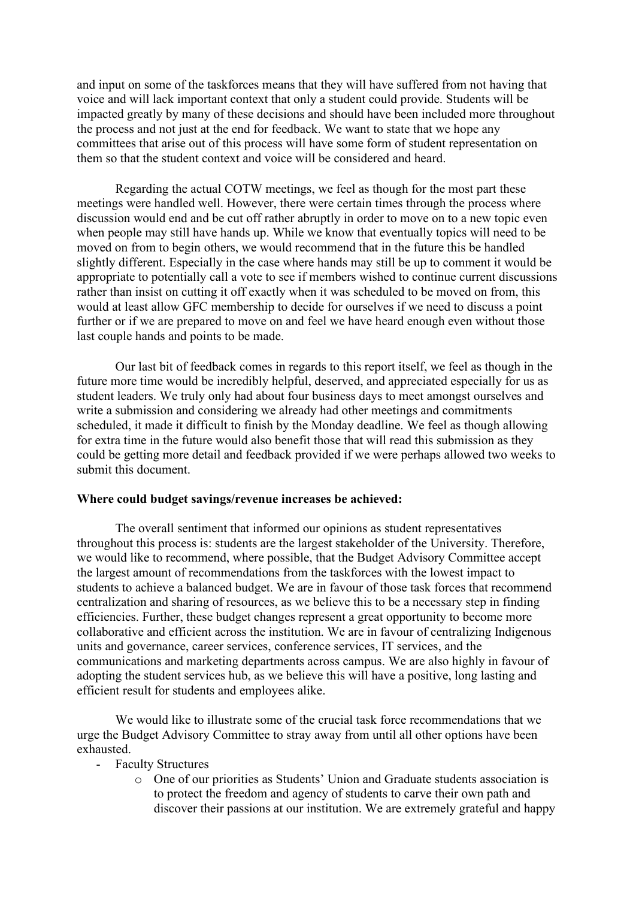and input on some of the taskforces means that they will have suffered from not having that voice and will lack important context that only a student could provide. Students will be impacted greatly by many of these decisions and should have been included more throughout the process and not just at the end for feedback. We want to state that we hope any committees that arise out of this process will have some form of student representation on them so that the student context and voice will be considered and heard.

Regarding the actual COTW meetings, we feel as though for the most part these meetings were handled well. However, there were certain times through the process where discussion would end and be cut off rather abruptly in order to move on to a new topic even when people may still have hands up. While we know that eventually topics will need to be moved on from to begin others, we would recommend that in the future this be handled slightly different. Especially in the case where hands may still be up to comment it would be appropriate to potentially call a vote to see if members wished to continue current discussions rather than insist on cutting it off exactly when it was scheduled to be moved on from, this would at least allow GFC membership to decide for ourselves if we need to discuss a point further or if we are prepared to move on and feel we have heard enough even without those last couple hands and points to be made.

Our last bit of feedback comes in regards to this report itself, we feel as though in the future more time would be incredibly helpful, deserved, and appreciated especially for us as student leaders. We truly only had about four business days to meet amongst ourselves and write a submission and considering we already had other meetings and commitments scheduled, it made it difficult to finish by the Monday deadline. We feel as though allowing for extra time in the future would also benefit those that will read this submission as they could be getting more detail and feedback provided if we were perhaps allowed two weeks to submit this document.

**Where could budget savings/revenue increases be achieved:**

The overall sentiment that informed our opinions as student representatives throughout this process is: students are the largest stakeholder of the University. Therefore, we would like to recommend, where possible, that the Budget Advisory Committee accept the largest amount of recommendations from the taskforces with the lowest impact to students to achieve a balanced budget. We are in favour of those task forces that recommend centralization and sharing of resources, as we believe this to be a necessary step in finding efficiencies. Further, these budget changes represent a great opportunity to become more collaborative and efficient across the institution. We are in favour of centralizing Indigenous units and governance, career services, conference services, IT services, and the communications and marketing departments across campus. We are also highly in favour of adopting the student services hub, as we believe this will have a positive, long lasting and efficient result for students and employees alike.

We would like to illustrate some of the crucial task force recommendations that we urge the Budget Advisory Committee to stray away from until all other options have been exhausted.

- Faculty Structures
    - One of our priorities as Students' Union and Graduate students association is to protect the freedom and agency of students to carve their own path and discover their passions at our institution. We are extremely grateful and happy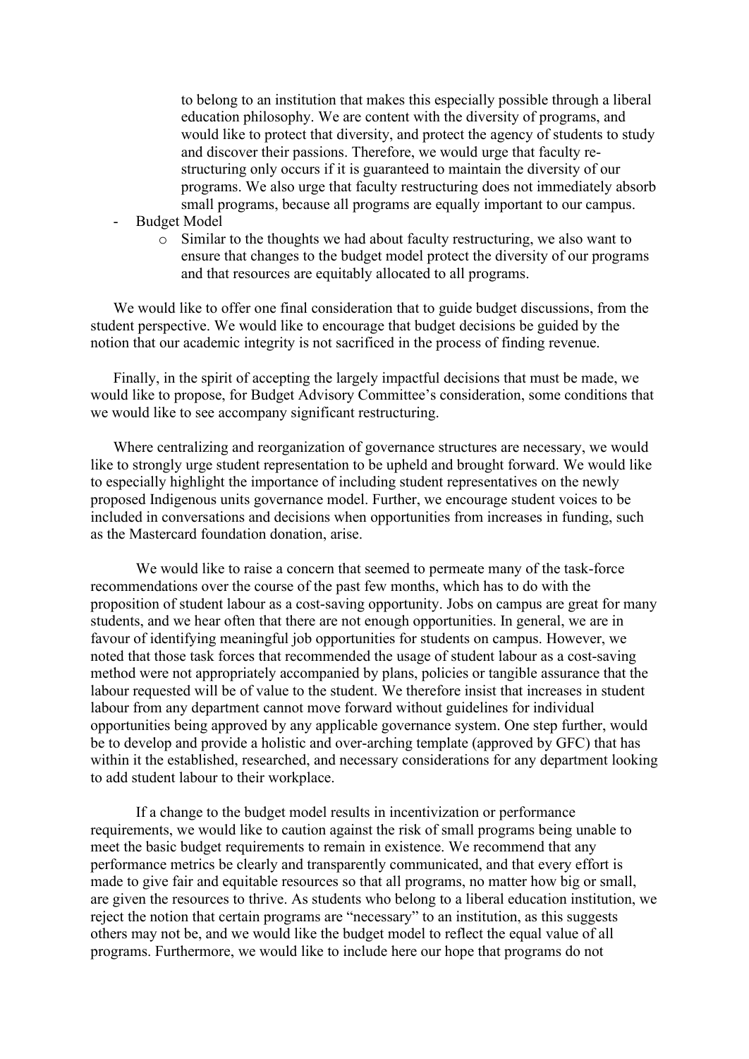to belong to an institution that makes this especially possible through a liberal education philosophy. We are content with the diversity of programs, and would like to protect that diversity, and protect the agency of students to study and discover their passions. Therefore, we would urge that faculty re-structuring only occurs if it is guaranteed to maintain the diversity of our programs. We also urge that faculty restructuring does not immediately absorb small programs, because all programs are equally important to our campus.

- Budget Model
  - Similar to the thoughts we had about faculty restructuring, we also want to ensure that changes to the budget model protect the diversity of our programs and that resources are equitably allocated to all programs.

We would like to offer one final consideration that to guide budget discussions, from the student perspective. We would like to encourage that budget decisions be guided by the notion that our academic integrity is not sacrificed in the process of finding revenue.

Finally, in the spirit of accepting the largely impactful decisions that must be made, we would like to propose, for Budget Advisory Committee's consideration, some conditions that we would like to see accompany significant restructuring.

Where centralizing and reorganization of governance structures are necessary, we would like to strongly urge student representation to be upheld and brought forward. We would like to especially highlight the importance of including student representatives on the newly proposed Indigenous units governance model. Further, we encourage student voices to be included in conversations and decisions when opportunities from increases in funding, such as the Mastercard foundation donation, arise.

We would like to raise a concern that seemed to permeate many of the task-force recommendations over the course of the past few months, which has to do with the proposition of student labour as a cost-saving opportunity. Jobs on campus are great for many students, and we hear often that there are not enough opportunities. In general, we are in favour of identifying meaningful job opportunities for students on campus. However, we noted that those task forces that recommended the usage of student labour as a cost-saving method were not appropriately accompanied by plans, policies or tangible assurance that the labour requested will be of value to the student. We therefore insist that increases in student labour from any department cannot move forward without guidelines for individual opportunities being approved by any applicable governance system. One step further, would be to develop and provide a holistic and over-arching template (approved by GFC) that has within it the established, researched, and necessary considerations for any department looking to add student labour to their workplace.

If a change to the budget model results in incentivization or performance requirements, we would like to caution against the risk of small programs being unable to meet the basic budget requirements to remain in existence. We recommend that any performance metrics be clearly and transparently communicated, and that every effort is made to give fair and equitable resources so that all programs, no matter how big or small, are given the resources to thrive. As students who belong to a liberal education institution, we reject the notion that certain programs are "necessary" to an institution, as this suggests others may not be, and we would like the budget model to reflect the equal value of all programs. Furthermore, we would like to include here our hope that programs do not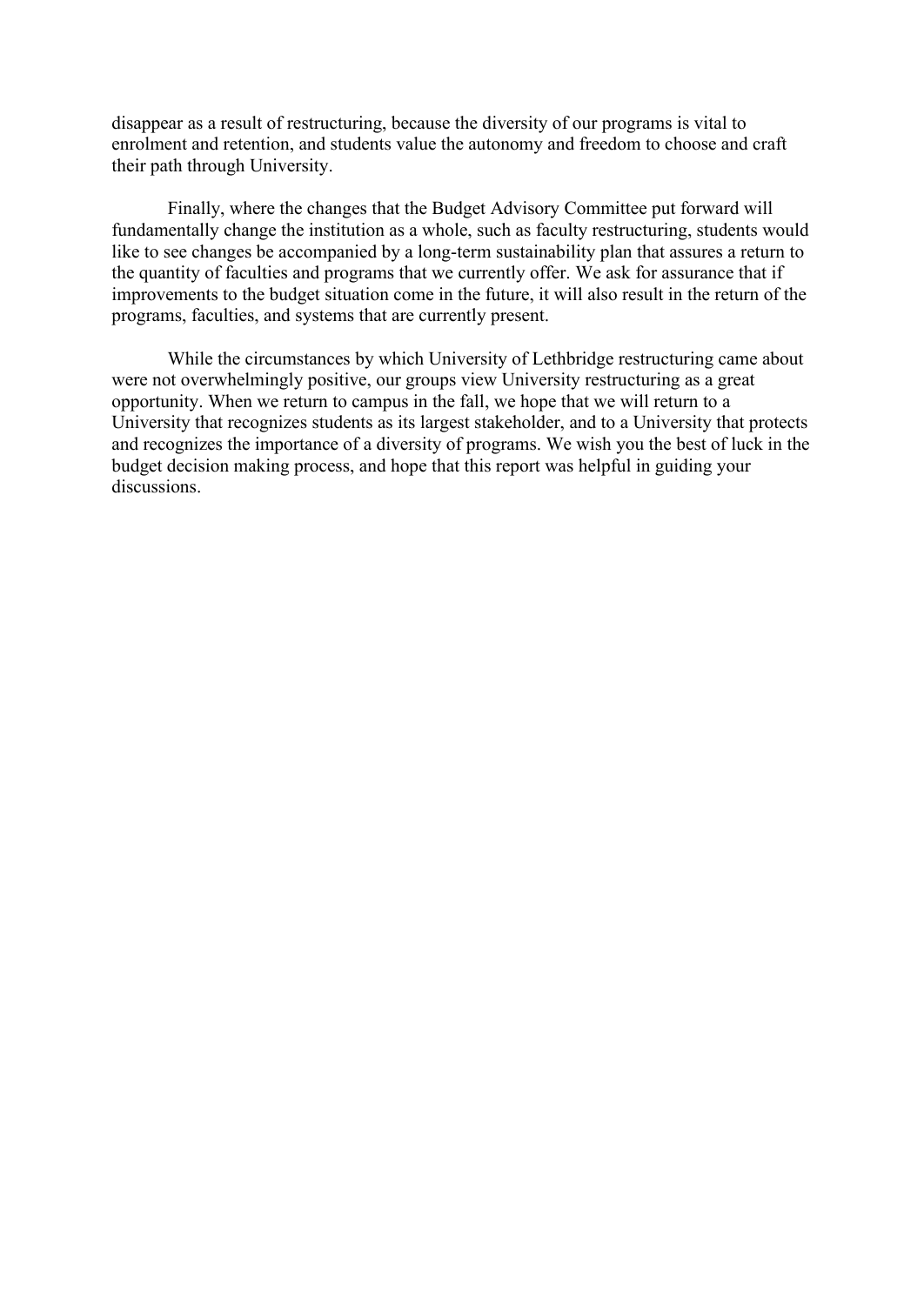disappear as a result of restructuring, because the diversity of our programs is vital to enrolment and retention, and students value the autonomy and freedom to choose and craft their path through University.

Finally, where the changes that the Budget Advisory Committee put forward will fundamentally change the institution as a whole, such as faculty restructuring, students would like to see changes be accompanied by a long-term sustainability plan that assures a return to the quantity of faculties and programs that we currently offer. We ask for assurance that if improvements to the budget situation come in the future, it will also result in the return of the programs, faculties, and systems that are currently present.

While the circumstances by which University of Lethbridge restructuring came about were not overwhelmingly positive, our groups view University restructuring as a great opportunity. When we return to campus in the fall, we hope that we will return to a University that recognizes students as its largest stakeholder, and to a University that protects and recognizes the importance of a diversity of programs. We wish you the best of luck in the budget decision making process, and hope that this report was helpful in guiding your discussions.